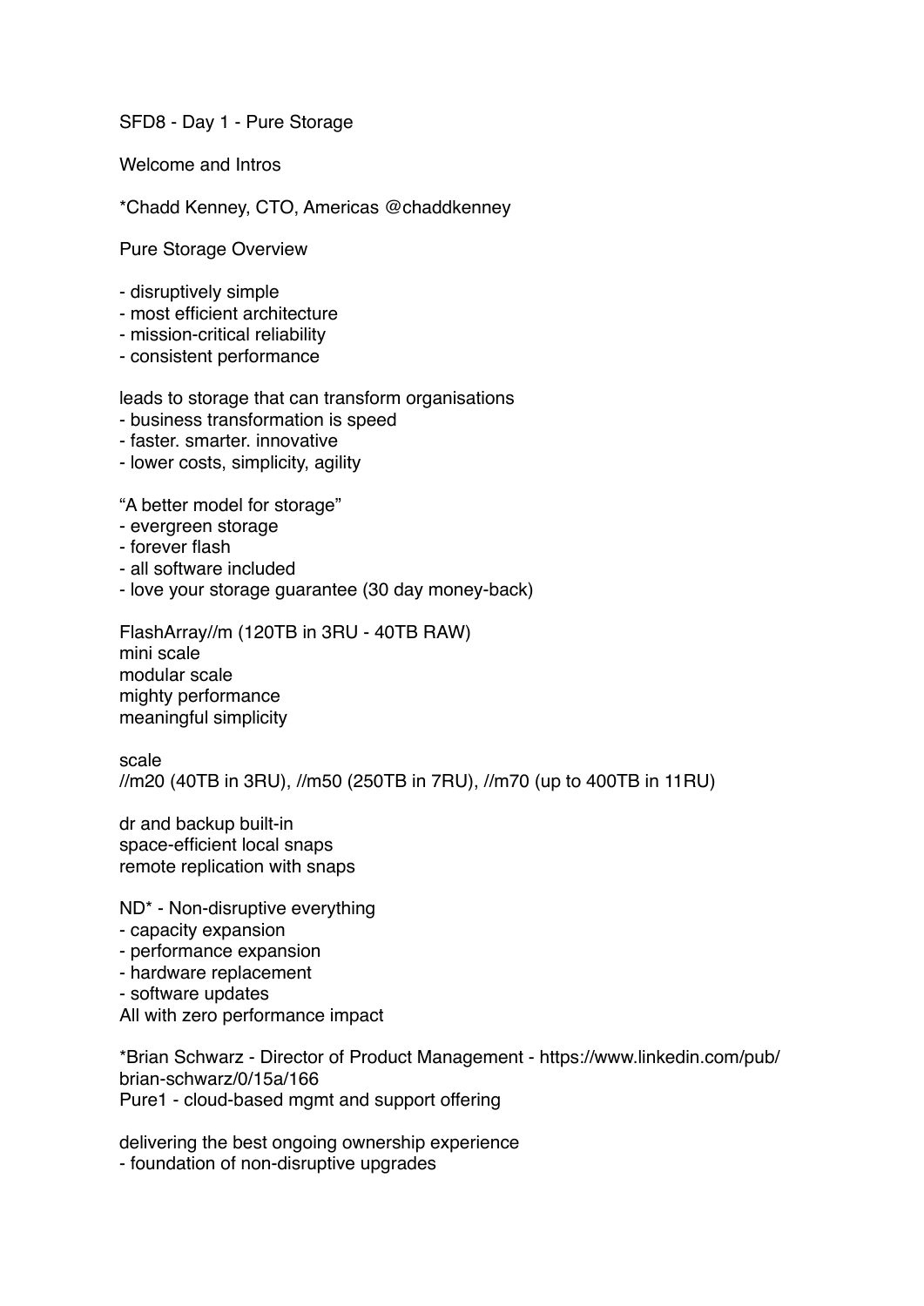SFD8 - Day 1 - Pure Storage

Welcome and Intros

*Chadd Kenney, CTO, Americas @chaddkenney

Pure Storage Overview

- disruptively simple
- most efficient architecture
- mission-critical reliability
- consistent performance

leads to storage that can transform organisations
- business transformation is speed
- faster. smarter. innovative
- lower costs, simplicity, agility

“A better model for storage”
- evergreen storage
- forever flash
- all software included
- love your storage guarantee (30 day money-back)

FlashArray//m (120TB in 3RU - 40TB RAW)
mini scale
modular scale
mighty performance
meaningful simplicity

scale
//m20 (40TB in 3RU), //m50 (250TB in 7RU), //m70 (up to 400TB in 11RU)

dr and backup built-in
space-efficient local snaps
remote replication with snaps

ND* - Non-disruptive everything
- capacity expansion
- performance expansion
- hardware replacement
- software updates
All with zero performance impact

*Brian Schwarz - Director of Product Management - https://www.linkedin.com/pub/brian-schwarz/0/15a/166
Pure1 - cloud-based mgmt and support offering

delivering the best ongoing ownership experience
- foundation of non-disruptive upgrades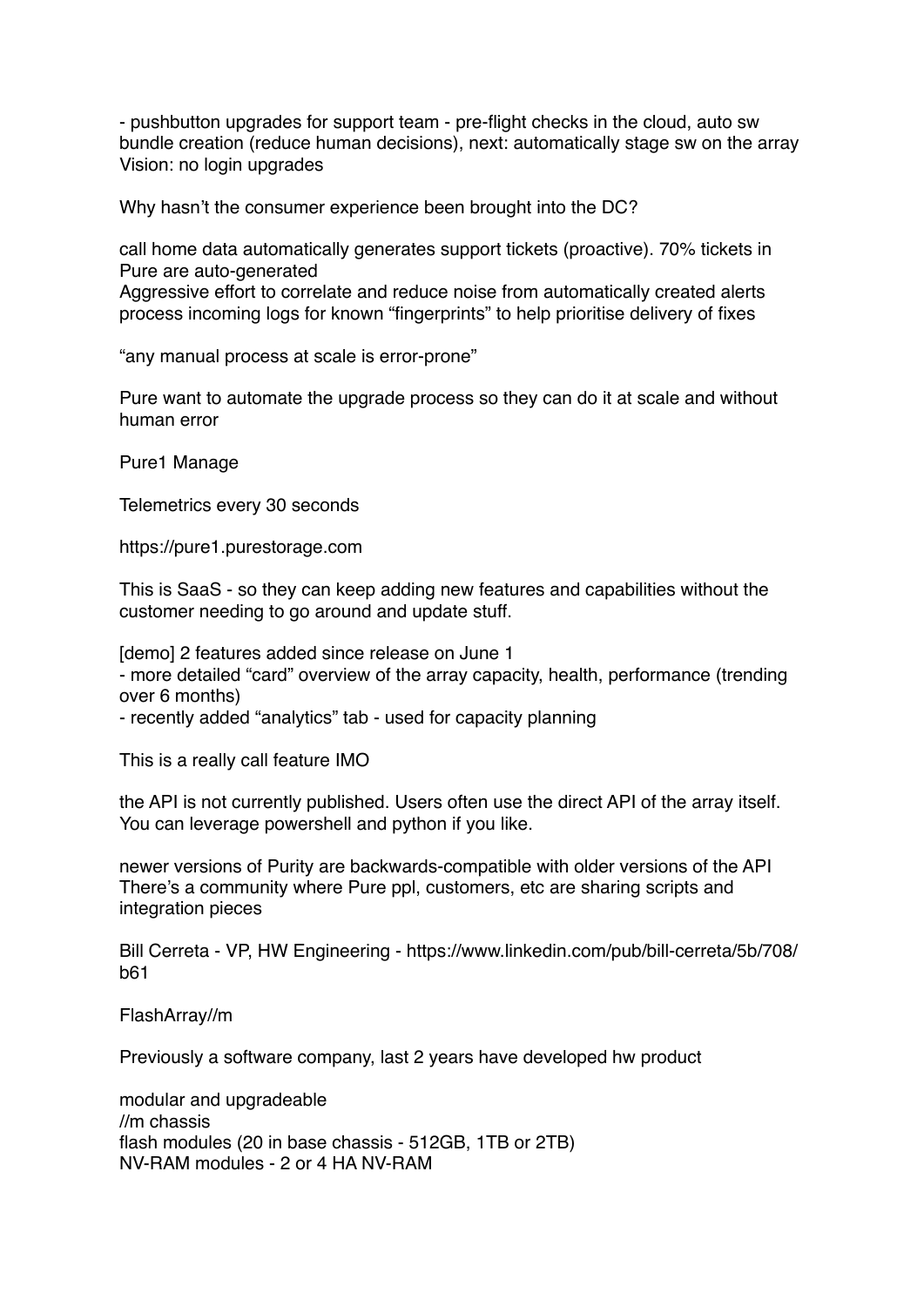- pushbutton upgrades for support team - pre-flight checks in the cloud, auto sw bundle creation (reduce human decisions), next: automatically stage sw on the array
Vision: no login upgrades

Why hasn't the consumer experience been brought into the DC?

call home data automatically generates support tickets (proactive). 70% tickets in Pure are auto-generated
Aggressive effort to correlate and reduce noise from automatically created alerts
process incoming logs for known "fingerprints" to help prioritise delivery of fixes

"any manual process at scale is error-prone"

Pure want to automate the upgrade process so they can do it at scale and without human error

Pure1 Manage

Telemetrics every 30 seconds

https://pure1.purestorage.com

This is SaaS - so they can keep adding new features and capabilities without the customer needing to go around and update stuff.

[demo] 2 features added since release on June 1
- more detailed "card" overview of the array capacity, health, performance (trending over 6 months)
- recently added "analytics" tab - used for capacity planning

This is a really call feature IMO

the API is not currently published. Users often use the direct API of the array itself. You can leverage powershell and python if you like.

newer versions of Purity are backwards-compatible with older versions of the API
There's a community where Pure ppl, customers, etc are sharing scripts and integration pieces

Bill Cerreta - VP, HW Engineering - https://www.linkedin.com/pub/bill-cerreta/5b/708/b61

FlashArray//m

Previously a software company, last 2 years have developed hw product

modular and upgradeable
//m chassis
flash modules (20 in base chassis - 512GB, 1TB or 2TB)
NV-RAM modules - 2 or 4 HA NV-RAM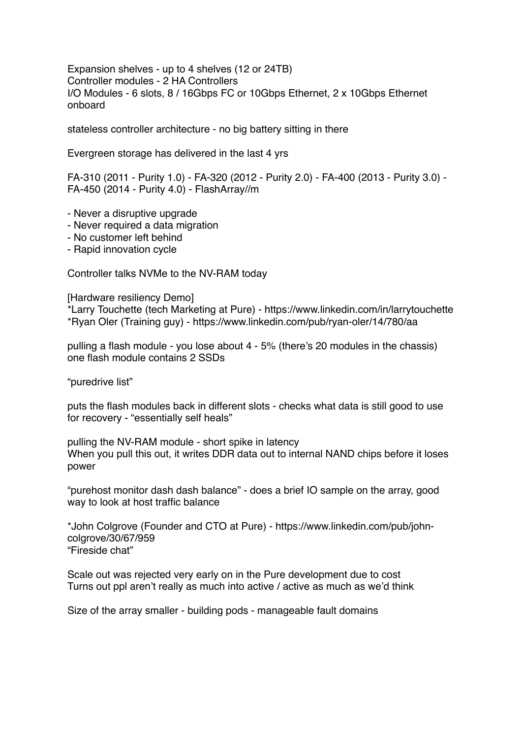Expansion shelves - up to 4 shelves (12 or 24TB)
Controller modules - 2 HA Controllers
I/O Modules - 6 slots, 8 / 16Gbps FC or 10Gbps Ethernet, 2 x 10Gbps Ethernet onboard

stateless controller architecture - no big battery sitting in there

Evergreen storage has delivered in the last 4 yrs

FA-310 (2011 - Purity 1.0) - FA-320 (2012 - Purity 2.0) - FA-400 (2013 - Purity 3.0) - FA-450 (2014 - Purity 4.0) - FlashArray//m

- Never a disruptive upgrade
- Never required a data migration
- No customer left behind
- Rapid innovation cycle

Controller talks NVMe to the NV-RAM today

[Hardware resiliency Demo]
*Larry Touchette (tech Marketing at Pure) - https://www.linkedin.com/in/larrytouchette
*Ryan Oler (Training guy) - https://www.linkedin.com/pub/ryan-oler/14/780/aa

pulling a flash module - you lose about 4 - 5% (there's 20 modules in the chassis)
one flash module contains 2 SSDs

"puredrive list"

puts the flash modules back in different slots - checks what data is still good to use for recovery - "essentially self heals"

pulling the NV-RAM module - short spike in latency
When you pull this out, it writes DDR data out to internal NAND chips before it loses power

"purehost monitor dash dash balance" - does a brief IO sample on the array, good way to look at host traffic balance

*John Colgrove (Founder and CTO at Pure) - https://www.linkedin.com/pub/john-colgrove/30/67/959
"Fireside chat"

Scale out was rejected very early on in the Pure development due to cost
Turns out ppl aren't really as much into active / active as much as we'd think

Size of the array smaller - building pods - manageable fault domains